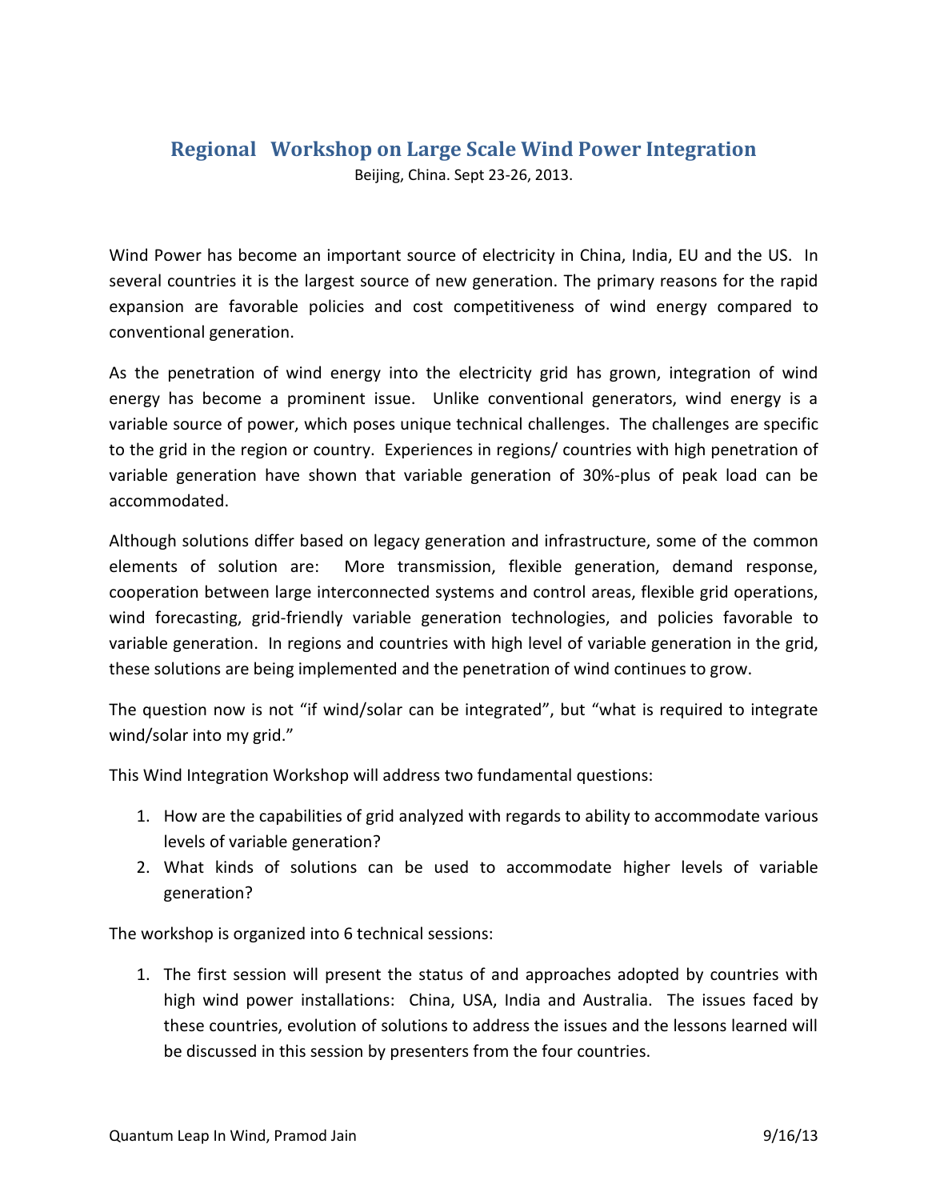# Regional Workshop on Large Scale Wind Power Integration

Beijing, China. Sept 23-26, 2013.

Wind Power has become an important source of electricity in China, India, EU and the US. In several countries it is the largest source of new generation. The primary reasons for the rapid expansion are favorable policies and cost competitiveness of wind energy compared to conventional generation.

As the penetration of wind energy into the electricity grid has grown, integration of wind energy has become a prominent issue. Unlike conventional generators, wind energy is a variable source of power, which poses unique technical challenges. The challenges are specific to the grid in the region or country. Experiences in regions/ countries with high penetration of variable generation have shown that variable generation of 30%-plus of peak load can be accommodated.

Although solutions differ based on legacy generation and infrastructure, some of the common elements of solution are: More transmission, flexible generation, demand response, cooperation between large interconnected systems and control areas, flexible grid operations, wind forecasting, grid-friendly variable generation technologies, and policies favorable to variable generation. In regions and countries with high level of variable generation in the grid, these solutions are being implemented and the penetration of wind continues to grow.

The question now is not "if wind/solar can be integrated", but "what is required to integrate wind/solar into my grid."

This Wind Integration Workshop will address two fundamental questions:

1. How are the capabilities of grid analyzed with regards to ability to accommodate various levels of variable generation?
2. What kinds of solutions can be used to accommodate higher levels of variable generation?

The workshop is organized into 6 technical sessions:

1. The first session will present the status of and approaches adopted by countries with high wind power installations: China, USA, India and Australia. The issues faced by these countries, evolution of solutions to address the issues and the lessons learned will be discussed in this session by presenters from the four countries.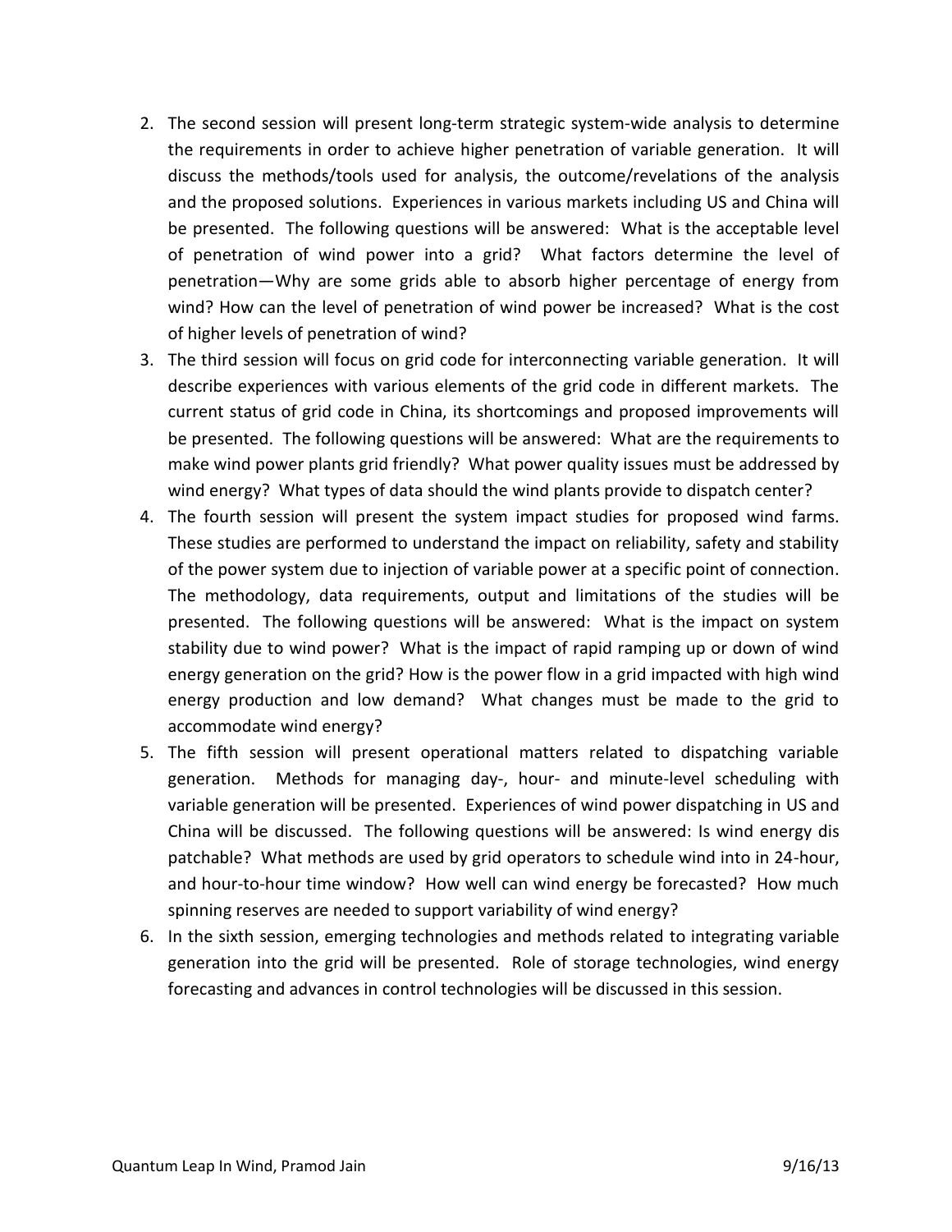2. The second session will present long-term strategic system-wide analysis to determine the requirements in order to achieve higher penetration of variable generation. It will discuss the methods/tools used for analysis, the outcome/revelations of the analysis and the proposed solutions. Experiences in various markets including US and China will be presented. The following questions will be answered: What is the acceptable level of penetration of wind power into a grid? What factors determine the level of penetration—Why are some grids able to absorb higher percentage of energy from wind? How can the level of penetration of wind power be increased? What is the cost of higher levels of penetration of wind?
3. The third session will focus on grid code for interconnecting variable generation. It will describe experiences with various elements of the grid code in different markets. The current status of grid code in China, its shortcomings and proposed improvements will be presented. The following questions will be answered: What are the requirements to make wind power plants grid friendly? What power quality issues must be addressed by wind energy? What types of data should the wind plants provide to dispatch center?
4. The fourth session will present the system impact studies for proposed wind farms. These studies are performed to understand the impact on reliability, safety and stability of the power system due to injection of variable power at a specific point of connection. The methodology, data requirements, output and limitations of the studies will be presented. The following questions will be answered: What is the impact on system stability due to wind power? What is the impact of rapid ramping up or down of wind energy generation on the grid? How is the power flow in a grid impacted with high wind energy production and low demand? What changes must be made to the grid to accommodate wind energy?
5. The fifth session will present operational matters related to dispatching variable generation. Methods for managing day-, hour- and minute-level scheduling with variable generation will be presented. Experiences of wind power dispatching in US and China will be discussed. The following questions will be answered: Is wind energy dis patchable? What methods are used by grid operators to schedule wind into in 24-hour, and hour-to-hour time window? How well can wind energy be forecasted? How much spinning reserves are needed to support variability of wind energy?
6. In the sixth session, emerging technologies and methods related to integrating variable generation into the grid will be presented. Role of storage technologies, wind energy forecasting and advances in control technologies will be discussed in this session.